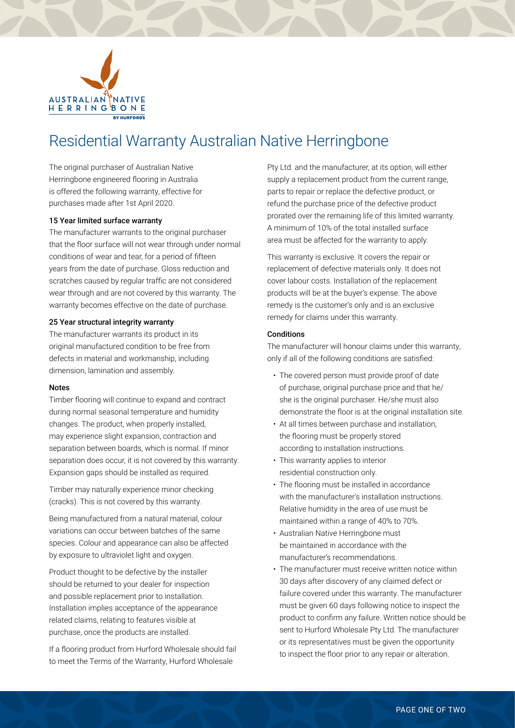# Residential Warranty Australian Native Herringbone

The original purchaser of Australian Native Herringbone engineered flooring in Australia is offered the following warranty, effective for purchases made after 1st April 2020.

#### 15 Year limited surface warranty

The manufacturer warrants to the original purchaser that the floor surface will not wear through under normal conditions of wear and tear, for a period of fifteen years from the date of purchase. Gloss reduction and scratches caused by regular traffic are not considered wear through and are not covered by this warranty. The warranty becomes effective on the date of purchase.

#### 25 Year structural integrity warranty

The manufacturer warrants its product in its original manufactured condition to be free from defects in material and workmanship, including dimension, lamination and assembly.

#### Notes

Timber flooring will continue to expand and contract during normal seasonal temperature and humidity changes. The product, when properly installed, may experience slight expansion, contraction and separation between boards, which is normal. If minor separation does occur, it is not covered by this warranty. Expansion gaps should be installed as required.

Timber may naturally experience minor checking (cracks). This is not covered by this warranty.

Being manufactured from a natural material, colour variations can occur between batches of the same species. Colour and appearance can also be affected by exposure to ultraviolet light and oxygen.

Product thought to be defective by the installer should be returned to your dealer for inspection and possible replacement prior to installation. Installation implies acceptance of the appearance related claims, relating to features visible at purchase, once the products are installed.

If a flooring product from Hurford Wholesale should fail to meet the Terms of the Warranty, Hurford Wholesale Pty Ltd. and the manufacturer, at its option, will either supply a replacement product from the current range, parts to repair or replace the defective product, or refund the purchase price of the defective product prorated over the remaining life of this limited warranty. A minimum of 10% of the total installed surface area must be affected for the warranty to apply.

This warranty is exclusive. It covers the repair or replacement of defective materials only. It does not cover labour costs. Installation of the replacement products will be at the buyer's expense. The above remedy is the customer's only and is an exclusive remedy for claims under this warranty.

#### Conditions

The manufacturer will honour claims under this warranty, only if all of the following conditions are satisfied:

- The covered person must provide proof of date of purchase, original purchase price and that he/she is the original purchaser. He/she must also demonstrate the floor is at the original installation site.
- At all times between purchase and installation, the flooring must be properly stored according to installation instructions.
- This warranty applies to interior residential construction only.
- The flooring must be installed in accordance with the manufacturer's installation instructions. Relative humidity in the area of use must be maintained within a range of 40% to 70%.
- Australian Native Herringbone must be maintained in accordance with the manufacturer's recommendations.
- The manufacturer must receive written notice within 30 days after discovery of any claimed defect or failure covered under this warranty. The manufacturer must be given 60 days following notice to inspect the product to confirm any failure. Written notice should be sent to Hurford Wholesale Pty Ltd. The manufacturer or its representatives must be given the opportunity to inspect the floor prior to any repair or alteration.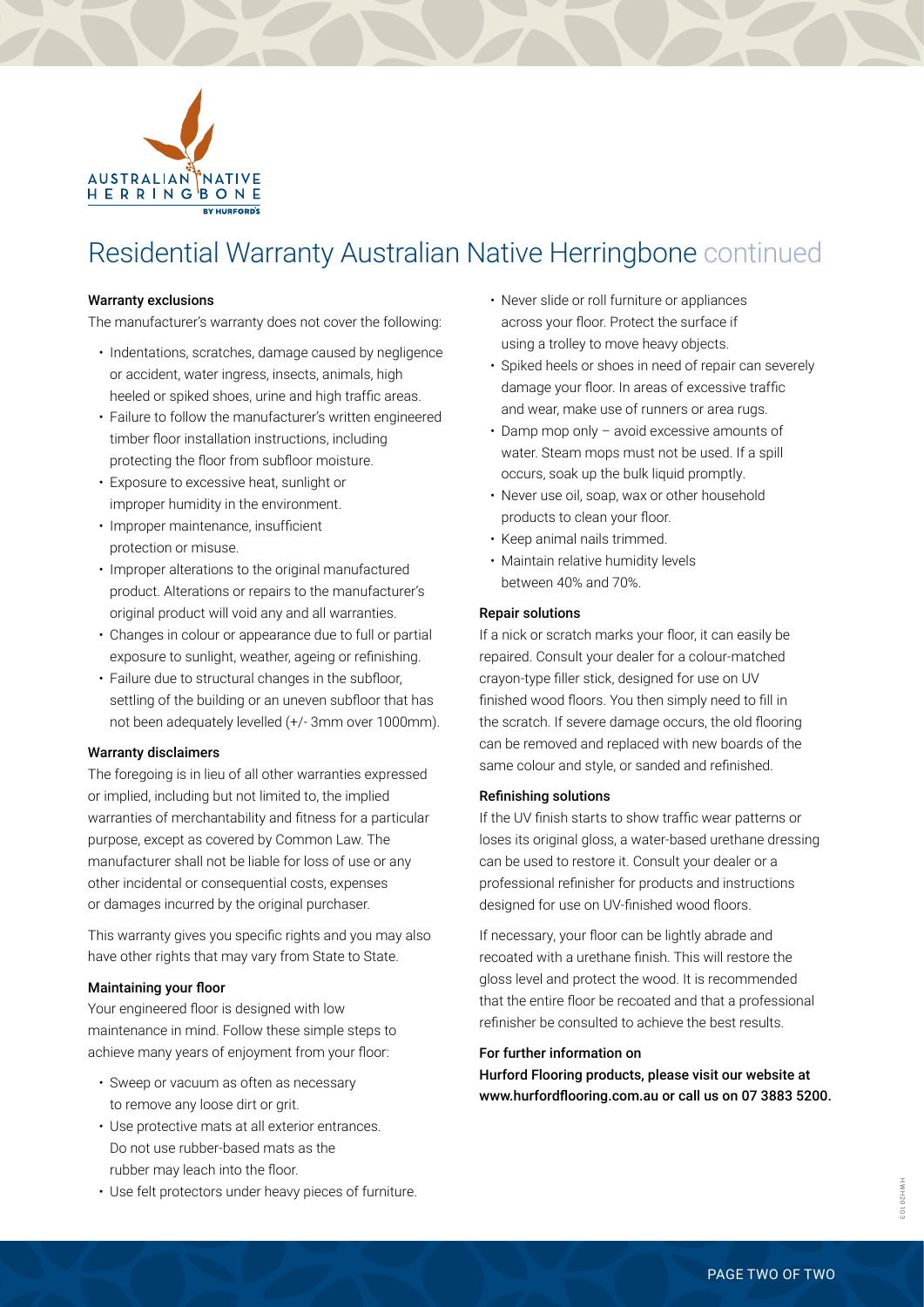# Residential Warranty Australian Native Herringbone continued

### Warranty exclusions

The manufacturer's warranty does not cover the following:

- Indentations, scratches, damage caused by negligence or accident, water ingress, insects, animals, high heeled or spiked shoes, urine and high traffic areas.
- Failure to follow the manufacturer's written engineered timber floor installation instructions, including protecting the floor from subfloor moisture.
- Exposure to excessive heat, sunlight or improper humidity in the environment.
- Improper maintenance, insufficient protection or misuse.
- Improper alterations to the original manufactured product. Alterations or repairs to the manufacturer's original product will void any and all warranties.
- Changes in colour or appearance due to full or partial exposure to sunlight, weather, ageing or refinishing.
- Failure due to structural changes in the subfloor, settling of the building or an uneven subfloor that has not been adequately levelled (+/- 3mm over 1000mm).

### Warranty disclaimers

The foregoing is in lieu of all other warranties expressed or implied, including but not limited to, the implied warranties of merchantability and fitness for a particular purpose, except as covered by Common Law. The manufacturer shall not be liable for loss of use or any other incidental or consequential costs, expenses or damages incurred by the original purchaser.

This warranty gives you specific rights and you may also have other rights that may vary from State to State.

### Maintaining your floor

Your engineered floor is designed with low maintenance in mind. Follow these simple steps to achieve many years of enjoyment from your floor:

- Sweep or vacuum as often as necessary to remove any loose dirt or grit.
- Use protective mats at all exterior entrances. Do not use rubber-based mats as the rubber may leach into the floor.
- Use felt protectors under heavy pieces of furniture.
- Never slide or roll furniture or appliances across your floor. Protect the surface if using a trolley to move heavy objects.
- Spiked heels or shoes in need of repair can severely damage your floor. In areas of excessive traffic and wear, make use of runners or area rugs.
- Damp mop only – avoid excessive amounts of water. Steam mops must not be used. If a spill occurs, soak up the bulk liquid promptly.
- Never use oil, soap, wax or other household products to clean your floor.
- Keep animal nails trimmed.
- Maintain relative humidity levels between 40% and 70%.

### Repair solutions

If a nick or scratch marks your floor, it can easily be repaired. Consult your dealer for a colour-matched crayon-type filler stick, designed for use on UV finished wood floors. You then simply need to fill in the scratch. If severe damage occurs, the old flooring can be removed and replaced with new boards of the same colour and style, or sanded and refinished.

### Refinishing solutions

If the UV finish starts to show traffic wear patterns or loses its original gloss, a water-based urethane dressing can be used to restore it. Consult your dealer or a professional refinisher for products and instructions designed for use on UV-finished wood floors.

If necessary, your floor can be lightly abrade and recoated with a urethane finish. This will restore the gloss level and protect the wood. It is recommended that the entire floor be recoated and that a professional refinisher be consulted to achieve the best results.

**For further information on Hurford Flooring products, please visit our website at www.hurfordflooring.com.au or call us on 07 3883 5200.**

HWH20103